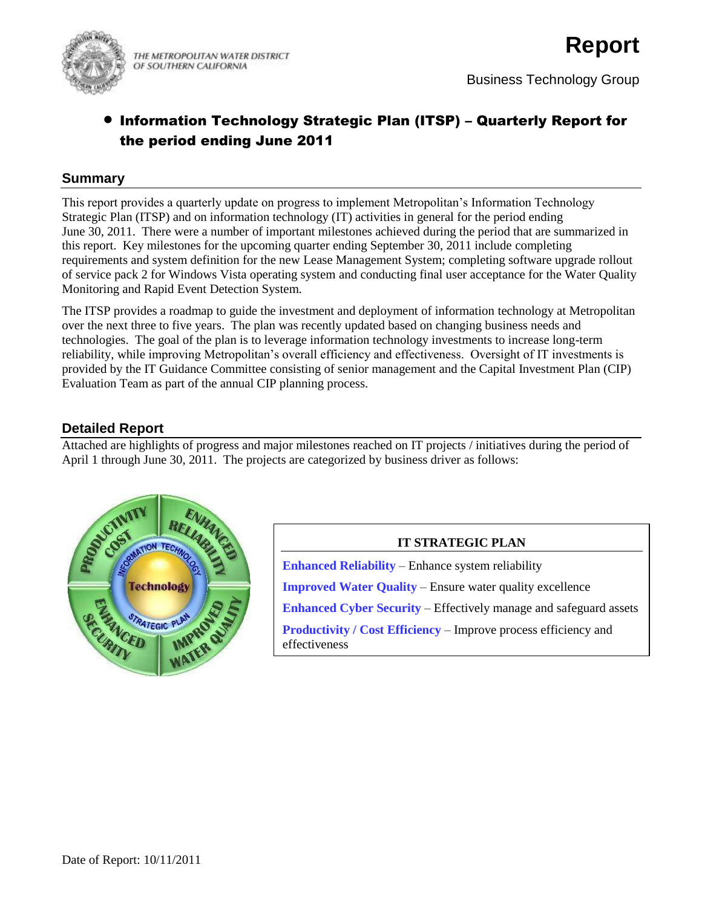THE METROPOLITAN WATER DISTRICT OF SOUTHERN CALIFORNIA

# Report

Business Technology Group

- **Information Technology Strategic Plan (ITSP) – Quarterly Report for the period ending June 2011**

## Summary

This report provides a quarterly update on progress to implement Metropolitan's Information Technology Strategic Plan (ITSP) and on information technology (IT) activities in general for the period ending June 30, 2011. There were a number of important milestones achieved during the period that are summarized in this report. Key milestones for the upcoming quarter ending September 30, 2011 include completing requirements and system definition for the new Lease Management System; completing software upgrade rollout of service pack 2 for Windows Vista operating system and conducting final user acceptance for the Water Quality Monitoring and Rapid Event Detection System.

The ITSP provides a roadmap to guide the investment and deployment of information technology at Metropolitan over the next three to five years. The plan was recently updated based on changing business needs and technologies. The goal of the plan is to leverage information technology investments to increase long-term reliability, while improving Metropolitan's overall efficiency and effectiveness. Oversight of IT investments is provided by the IT Guidance Committee consisting of senior management and the Capital Investment Plan (CIP) Evaluation Team as part of the annual CIP planning process.

## Detailed Report

Attached are highlights of progress and major milestones reached on IT projects / initiatives during the period of April 1 through June 30, 2011. The projects are categorized by business driver as follows:

| IT STRATEGIC PLAN |
|---|
| **Enhanced Reliability** – Enhance system reliability |
| **Improved Water Quality** – Ensure water quality excellence |
| **Enhanced Cyber Security** – Effectively manage and safeguard assets |
| **Productivity / Cost Efficiency** – Improve process efficiency and effectiveness |

Date of Report: 10/11/2011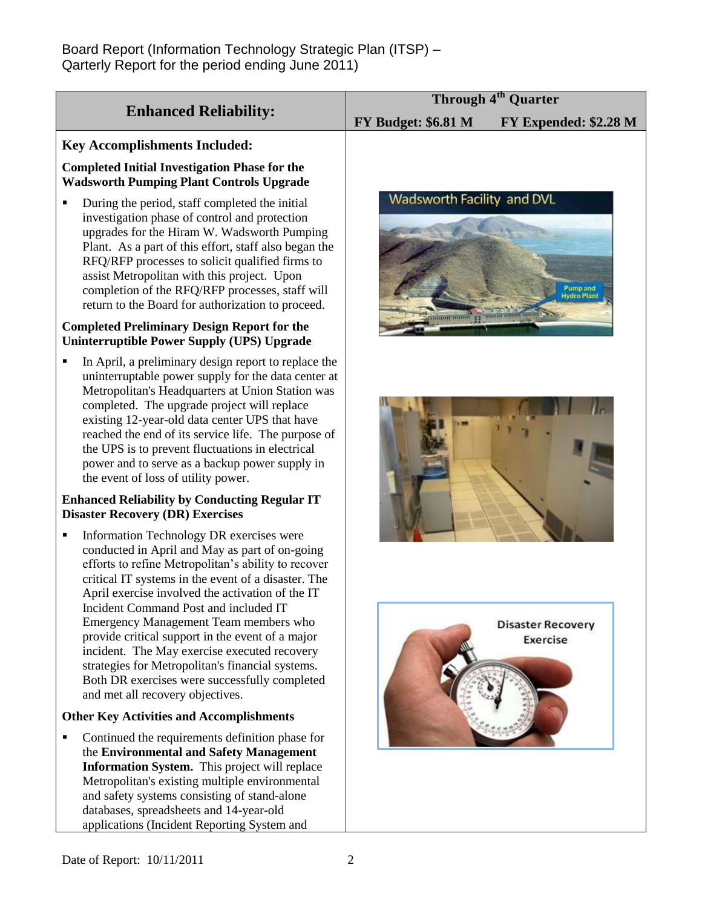Board Report (Information Technology Strategic Plan (ITSP) – Qarterly Report for the period ending June 2011)

| Enhanced Reliability: | Through 4th Quarter |
|---|---|
| | FY Budget: \$6.81 M     FY Expended: \$2.28 M |

**Key Accomplishments Included:**

**Completed Initial Investigation Phase for the Wadsworth Pumping Plant Controls Upgrade**

- During the period, staff completed the initial investigation phase of control and protection upgrades for the Hiram W. Wadsworth Pumping Plant. As a part of this effort, staff also began the RFQ/RFP processes to solicit qualified firms to assist Metropolitan with this project. Upon completion of the RFQ/RFP processes, staff will return to the Board for authorization to proceed.

**Completed Preliminary Design Report for the Uninterruptible Power Supply (UPS) Upgrade**

- In April, a preliminary design report to replace the uninterruptable power supply for the data center at Metropolitan's Headquarters at Union Station was completed. The upgrade project will replace existing 12-year-old data center UPS that have reached the end of its service life. The purpose of the UPS is to prevent fluctuations in electrical power and to serve as a backup power supply in the event of loss of utility power.

**Enhanced Reliability by Conducting Regular IT Disaster Recovery (DR) Exercises**

- Information Technology DR exercises were conducted in April and May as part of on-going efforts to refine Metropolitan's ability to recover critical IT systems in the event of a disaster. The April exercise involved the activation of the IT Incident Command Post and included IT Emergency Management Team members who provide critical support in the event of a major incident. The May exercise executed recovery strategies for Metropolitan's financial systems. Both DR exercises were successfully completed and met all recovery objectives.

**Other Key Activities and Accomplishments**

- Continued the requirements definition phase for the **Environmental and Safety Management Information System.** This project will replace Metropolitan's existing multiple environmental and safety systems consisting of stand-alone databases, spreadsheets and 14-year-old applications (Incident Reporting System and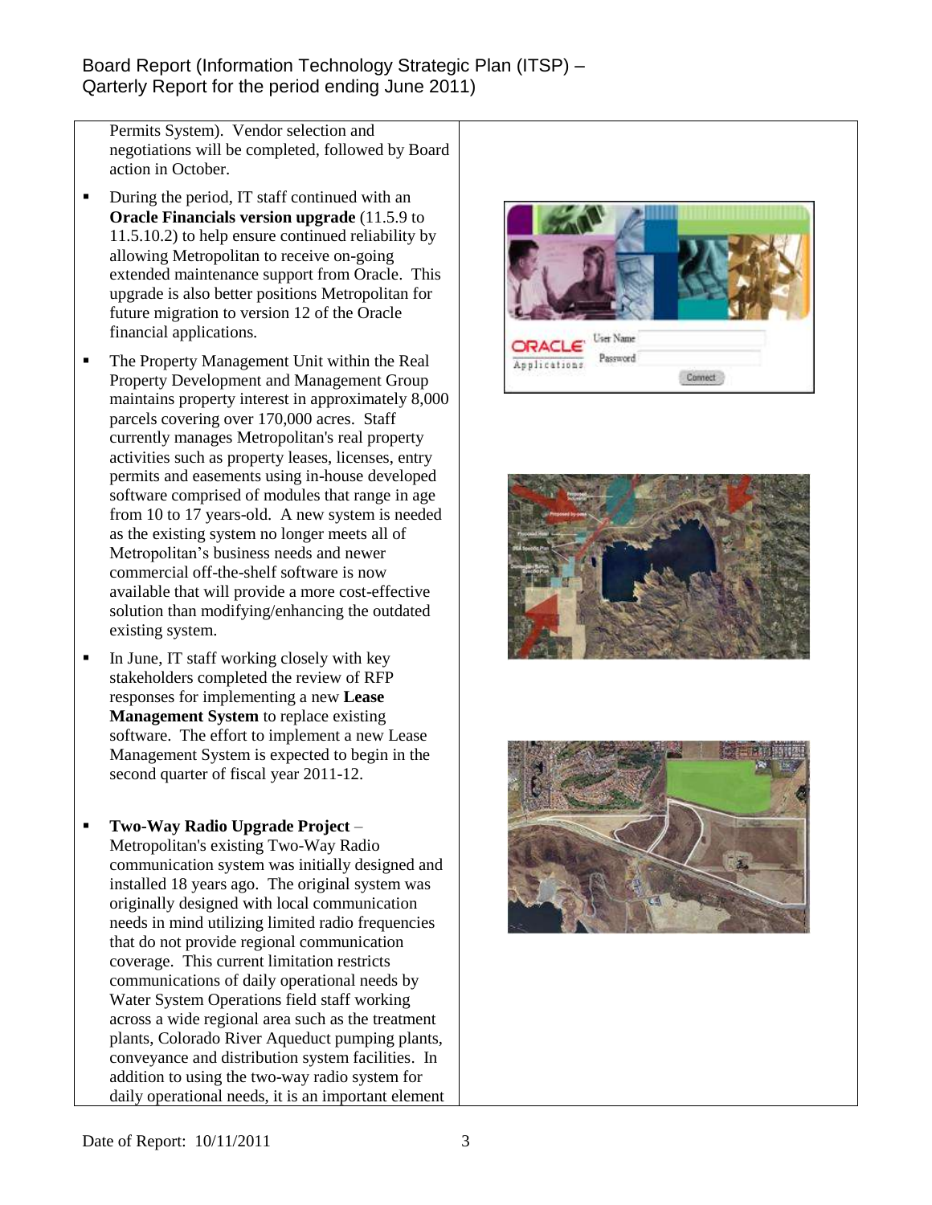Permits System). Vendor selection and negotiations will be completed, followed by Board action in October.

- During the period, IT staff continued with an **Oracle Financials version upgrade** (11.5.9 to 11.5.10.2) to help ensure continued reliability by allowing Metropolitan to receive on-going extended maintenance support from Oracle. This upgrade is also better positions Metropolitan for future migration to version 12 of the Oracle financial applications.
- The Property Management Unit within the Real Property Development and Management Group maintains property interest in approximately 8,000 parcels covering over 170,000 acres. Staff currently manages Metropolitan's real property activities such as property leases, licenses, entry permits and easements using in-house developed software comprised of modules that range in age from 10 to 17 years-old. A new system is needed as the existing system no longer meets all of Metropolitan's business needs and newer commercial off-the-shelf software is now available that will provide a more cost-effective solution than modifying/enhancing the outdated existing system.
- In June, IT staff working closely with key stakeholders completed the review of RFP responses for implementing a new **Lease Management System** to replace existing software. The effort to implement a new Lease Management System is expected to begin in the second quarter of fiscal year 2011-12.
- **Two-Way Radio Upgrade Project** – Metropolitan's existing Two-Way Radio communication system was initially designed and installed 18 years ago. The original system was originally designed with local communication needs in mind utilizing limited radio frequencies that do not provide regional communication coverage. This current limitation restricts communications of daily operational needs by Water System Operations field staff working across a wide regional area such as the treatment plants, Colorado River Aqueduct pumping plants, conveyance and distribution system facilities. In addition to using the two-way radio system for daily operational needs, it is an important element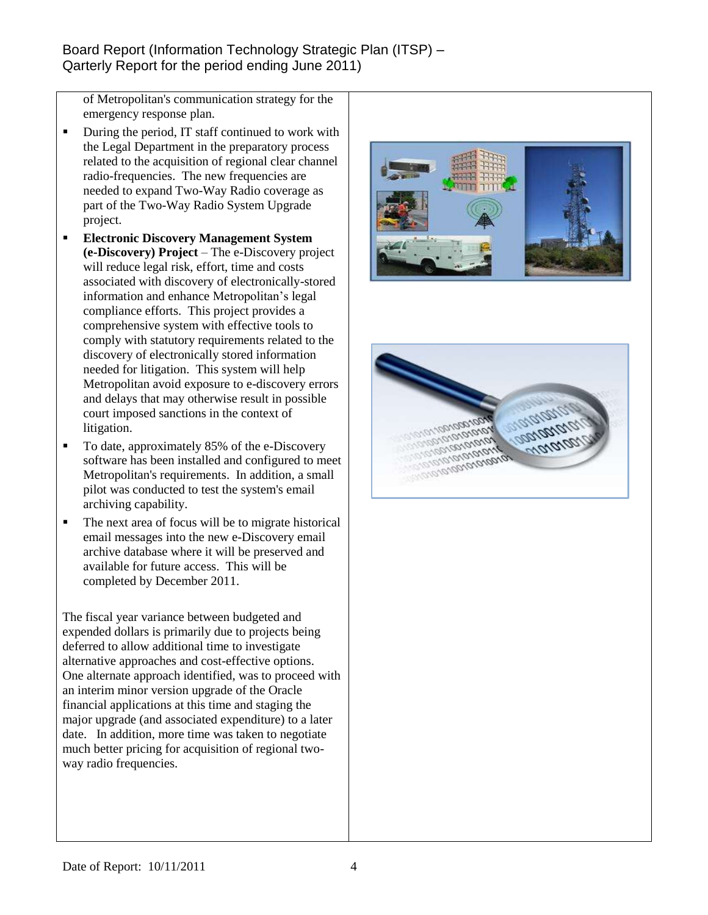of Metropolitan's communication strategy for the emergency response plan.

- During the period, IT staff continued to work with the Legal Department in the preparatory process related to the acquisition of regional clear channel radio-frequencies. The new frequencies are needed to expand Two-Way Radio coverage as part of the Two-Way Radio System Upgrade project.
- **Electronic Discovery Management System (e-Discovery) Project** – The e-Discovery project will reduce legal risk, effort, time and costs associated with discovery of electronically-stored information and enhance Metropolitan's legal compliance efforts. This project provides a comprehensive system with effective tools to comply with statutory requirements related to the discovery of electronically stored information needed for litigation. This system will help Metropolitan avoid exposure to e-discovery errors and delays that may otherwise result in possible court imposed sanctions in the context of litigation.
- To date, approximately 85% of the e-Discovery software has been installed and configured to meet Metropolitan's requirements. In addition, a small pilot was conducted to test the system's email archiving capability.
- The next area of focus will be to migrate historical email messages into the new e-Discovery email archive database where it will be preserved and available for future access. This will be completed by December 2011.

The fiscal year variance between budgeted and expended dollars is primarily due to projects being deferred to allow additional time to investigate alternative approaches and cost-effective options. One alternate approach identified, was to proceed with an interim minor version upgrade of the Oracle financial applications at this time and staging the major upgrade (and associated expenditure) to a later date. In addition, more time was taken to negotiate much better pricing for acquisition of regional two-way radio frequencies.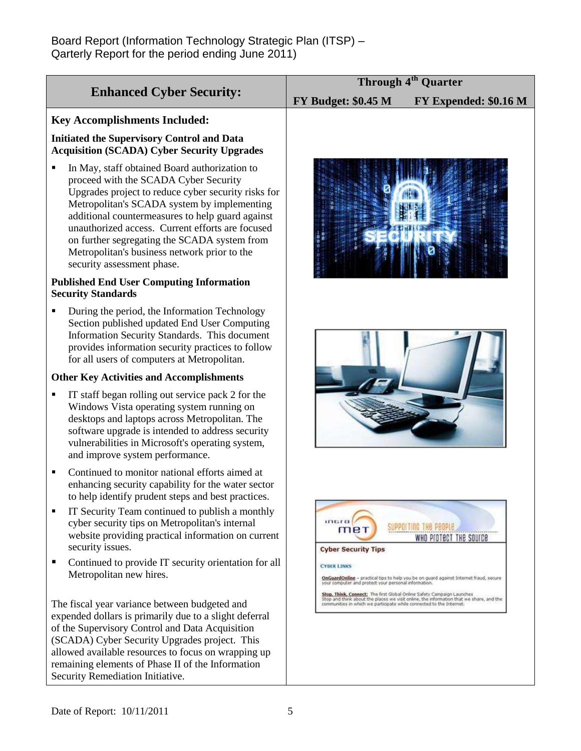Board Report (Information Technology Strategic Plan (ITSP) – Qarterly Report for the period ending June 2011)

| Enhanced Cyber Security: | Through 4th Quarter | |
|---|---|---|
| | FY Budget: $0.45 M | FY Expended: $0.16 M |

**Key Accomplishments Included:**

**Initiated the Supervisory Control and Data Acquisition (SCADA) Cyber Security Upgrades**

- In May, staff obtained Board authorization to proceed with the SCADA Cyber Security Upgrades project to reduce cyber security risks for Metropolitan's SCADA system by implementing additional countermeasures to help guard against unauthorized access. Current efforts are focused on further segregating the SCADA system from Metropolitan's business network prior to the security assessment phase.

**Published End User Computing Information Security Standards**

- During the period, the Information Technology Section published updated End User Computing Information Security Standards. This document provides information security practices to follow for all users of computers at Metropolitan.

**Other Key Activities and Accomplishments**

- IT staff began rolling out service pack 2 for the Windows Vista operating system running on desktops and laptops across Metropolitan. The software upgrade is intended to address security vulnerabilities in Microsoft's operating system, and improve system performance.
- Continued to monitor national efforts aimed at enhancing security capability for the water sector to help identify prudent steps and best practices.
- IT Security Team continued to publish a monthly cyber security tips on Metropolitan's internal website providing practical information on current security issues.
- Continued to provide IT security orientation for all Metropolitan new hires.

The fiscal year variance between budgeted and expended dollars is primarily due to a slight deferral of the Supervisory Control and Data Acquisition (SCADA) Cyber Security Upgrades project. This allowed available resources to focus on wrapping up remaining elements of Phase II of the Information Security Remediation Initiative.

Date of Report: 10/11/2011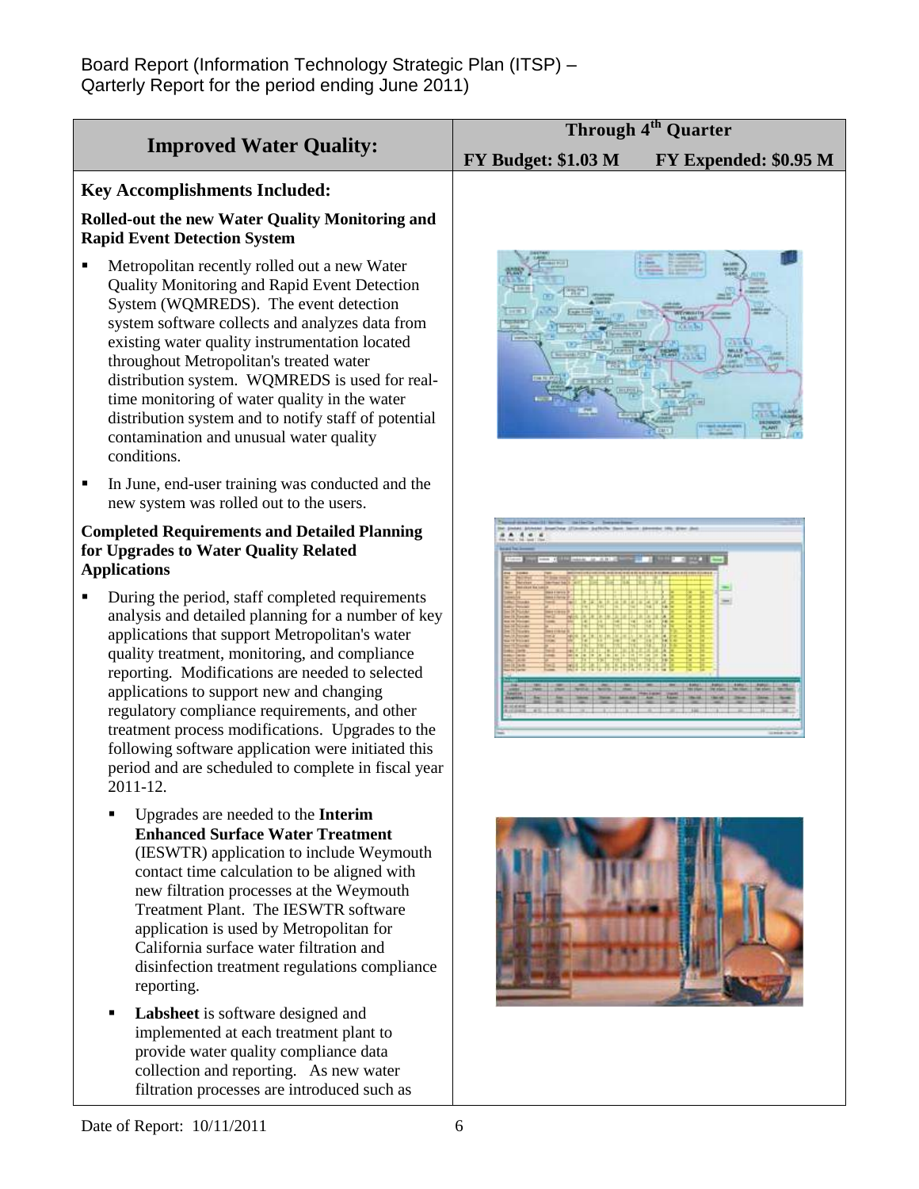Board Report (Information Technology Strategic Plan (ITSP) – Qarterly Report for the period ending June 2011)

| Improved Water Quality: | Through 4th Quarter | |
|---|---|---|
| | FY Budget: \$1.03 M | FY Expended: \$0.95 M |

## Key Accomplishments Included:

### Rolled-out the new Water Quality Monitoring and Rapid Event Detection System

- Metropolitan recently rolled out a new Water Quality Monitoring and Rapid Event Detection System (WQMREDS). The event detection system software collects and analyzes data from existing water quality instrumentation located throughout Metropolitan's treated water distribution system. WQMREDS is used for real-time monitoring of water quality in the water distribution system and to notify staff of potential contamination and unusual water quality conditions.
- In June, end-user training was conducted and the new system was rolled out to the users.

### Completed Requirements and Detailed Planning for Upgrades to Water Quality Related Applications

- During the period, staff completed requirements analysis and detailed planning for a number of key applications that support Metropolitan's water quality treatment, monitoring, and compliance reporting. Modifications are needed to selected applications to support new and changing regulatory compliance requirements, and other treatment process modifications. Upgrades to the following software application were initiated this period and are scheduled to complete in fiscal year 2011-12.
  - Upgrades are needed to the **Interim Enhanced Surface Water Treatment** (IESWTR) application to include Weymouth contact time calculation to be aligned with new filtration processes at the Weymouth Treatment Plant. The IESWTR software application is used by Metropolitan for California surface water filtration and disinfection treatment regulations compliance reporting.
  - **Labsheet** is software designed and implemented at each treatment plant to provide water quality compliance data collection and reporting. As new water filtration processes are introduced such as

Date of Report: 10/11/2011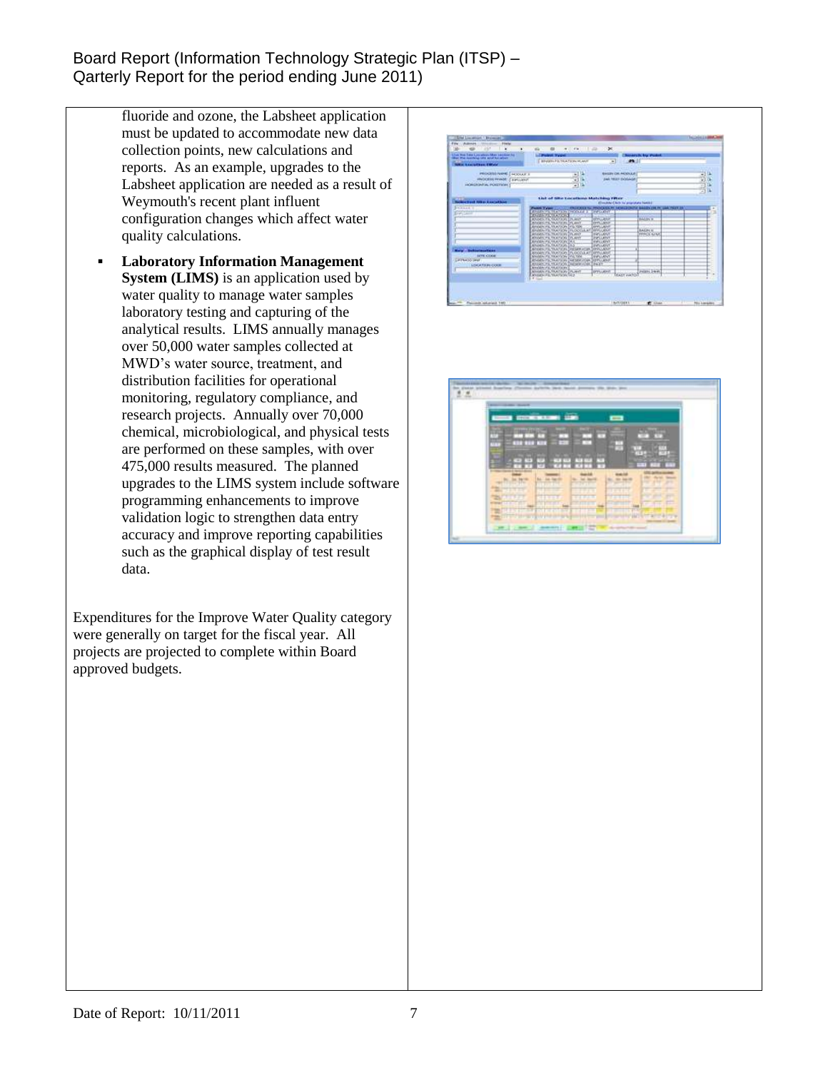fluoride and ozone, the Labsheet application must be updated to accommodate new data collection points, new calculations and reports. As an example, upgrades to the Labsheet application are needed as a result of Weymouth's recent plant influent configuration changes which affect water quality calculations.

- **Laboratory Information Management System (LIMS)** is an application used by water quality to manage water samples laboratory testing and capturing of the analytical results. LIMS annually manages over 50,000 water samples collected at MWD's water source, treatment, and distribution facilities for operational monitoring, regulatory compliance, and research projects. Annually over 70,000 chemical, microbiological, and physical tests are performed on these samples, with over 475,000 results measured. The planned upgrades to the LIMS system include software programming enhancements to improve validation logic to strengthen data entry accuracy and improve reporting capabilities such as the graphical display of test result data.

Expenditures for the Improve Water Quality category were generally on target for the fiscal year. All projects are projected to complete within Board approved budgets.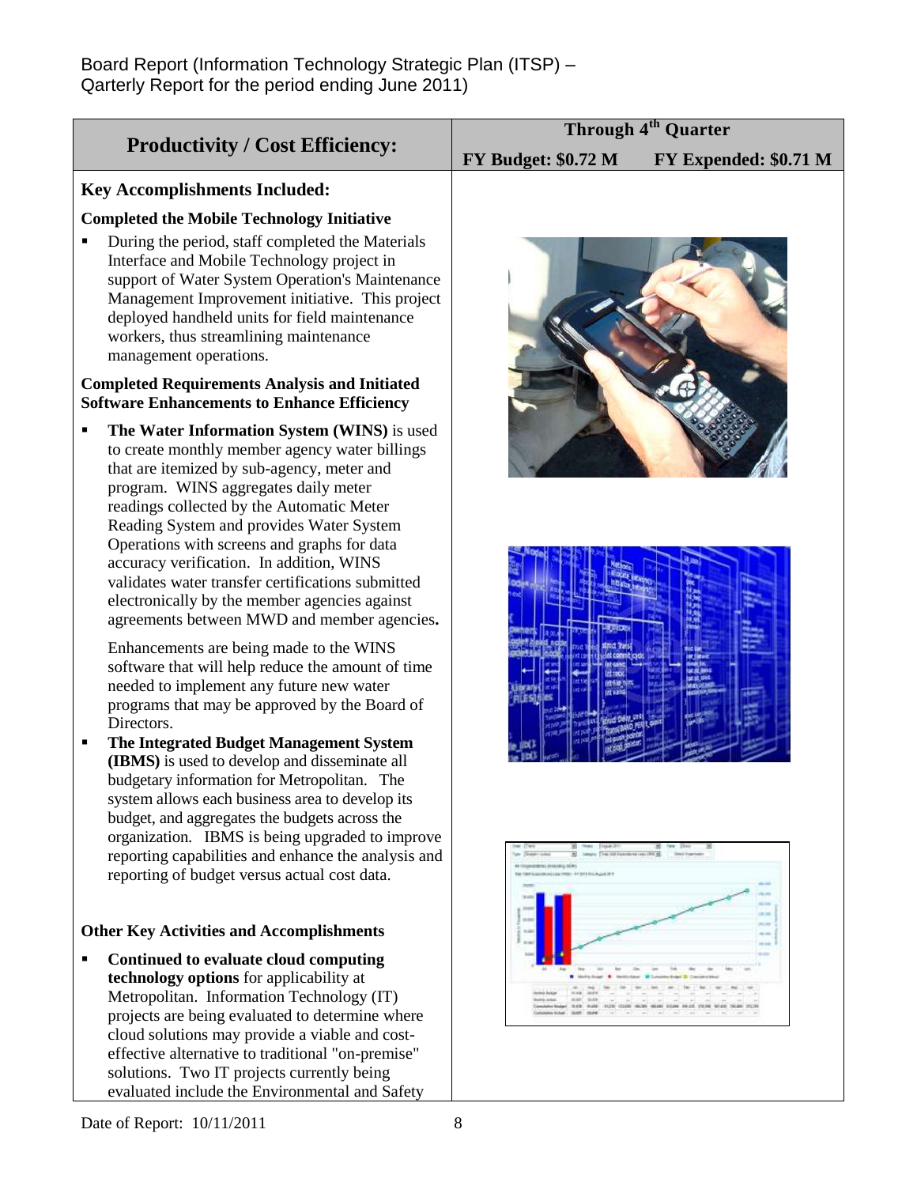Board Report (Information Technology Strategic Plan (ITSP) – Qarterly Report for the period ending June 2011)

| Productivity / Cost Efficiency: | Through 4th Quarter | |
|---|---|---|
| | FY Budget: $0.72 M | FY Expended: $0.71 M |

**Key Accomplishments Included:**

**Completed the Mobile Technology Initiative**

- During the period, staff completed the Materials Interface and Mobile Technology project in support of Water System Operation's Maintenance Management Improvement initiative. This project deployed handheld units for field maintenance workers, thus streamlining maintenance management operations.

**Completed Requirements Analysis and Initiated Software Enhancements to Enhance Efficiency**

- **The Water Information System (WINS)** is used to create monthly member agency water billings that are itemized by sub-agency, meter and program. WINS aggregates daily meter readings collected by the Automatic Meter Reading System and provides Water System Operations with screens and graphs for data accuracy verification. In addition, WINS validates water transfer certifications submitted electronically by the member agencies against agreements between MWD and member agencies.

  Enhancements are being made to the WINS software that will help reduce the amount of time needed to implement any future new water programs that may be approved by the Board of Directors.

- **The Integrated Budget Management System (IBMS)** is used to develop and disseminate all budgetary information for Metropolitan. The system allows each business area to develop its budget, and aggregates the budgets across the organization. IBMS is being upgraded to improve reporting capabilities and enhance the analysis and reporting of budget versus actual cost data.

**Other Key Activities and Accomplishments**

- **Continued to evaluate cloud computing technology options** for applicability at Metropolitan. Information Technology (IT) projects are being evaluated to determine where cloud solutions may provide a viable and cost-effective alternative to traditional "on-premise" solutions. Two IT projects currently being evaluated include the Environmental and Safety

Date of Report: 10/11/2011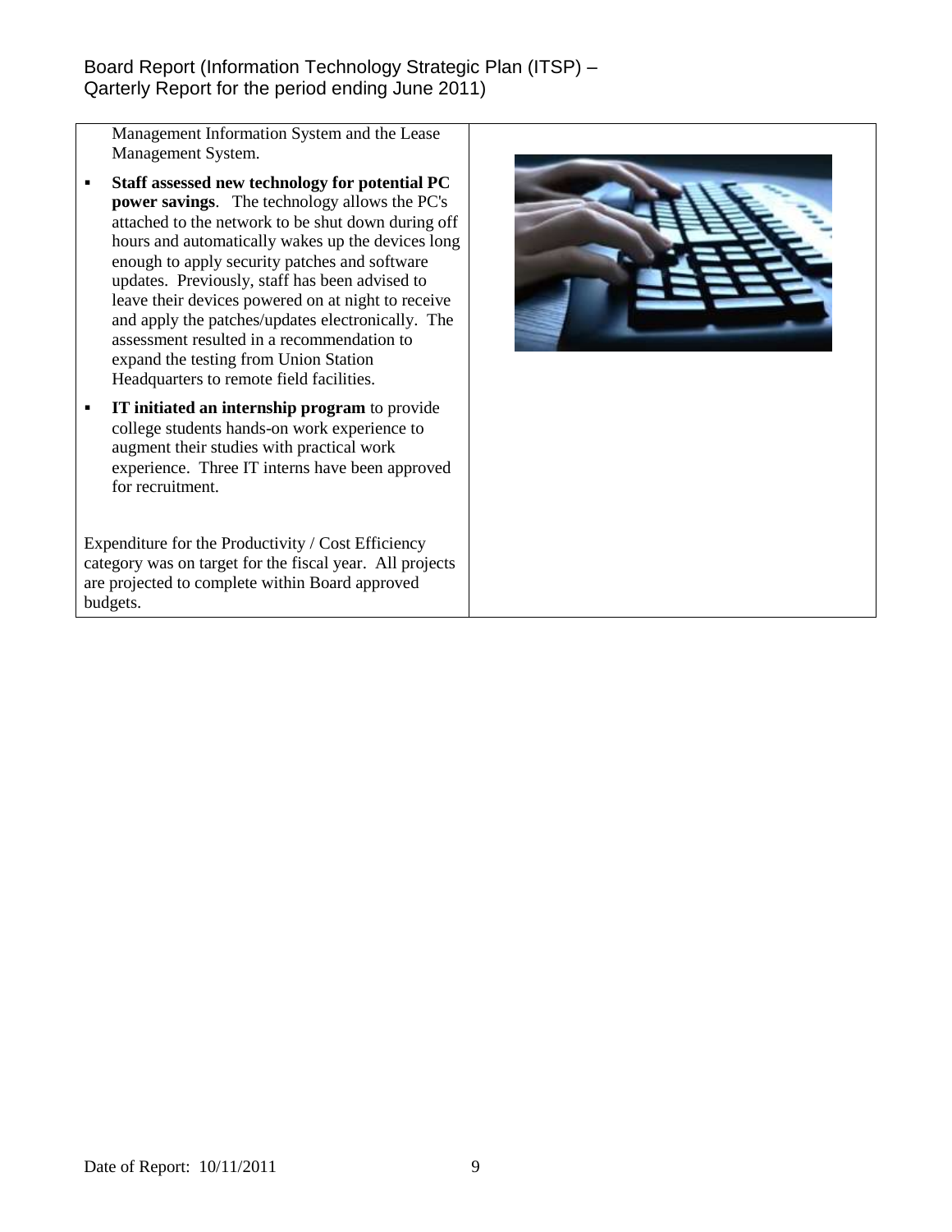Management Information System and the Lease Management System.

- **Staff assessed new technology for potential PC power savings**. The technology allows the PC's attached to the network to be shut down during off hours and automatically wakes up the devices long enough to apply security patches and software updates. Previously, staff has been advised to leave their devices powered on at night to receive and apply the patches/updates electronically. The assessment resulted in a recommendation to expand the testing from Union Station Headquarters to remote field facilities.
- **IT initiated an internship program** to provide college students hands-on work experience to augment their studies with practical work experience. Three IT interns have been approved for recruitment.

Expenditure for the Productivity / Cost Efficiency category was on target for the fiscal year. All projects are projected to complete within Board approved budgets.